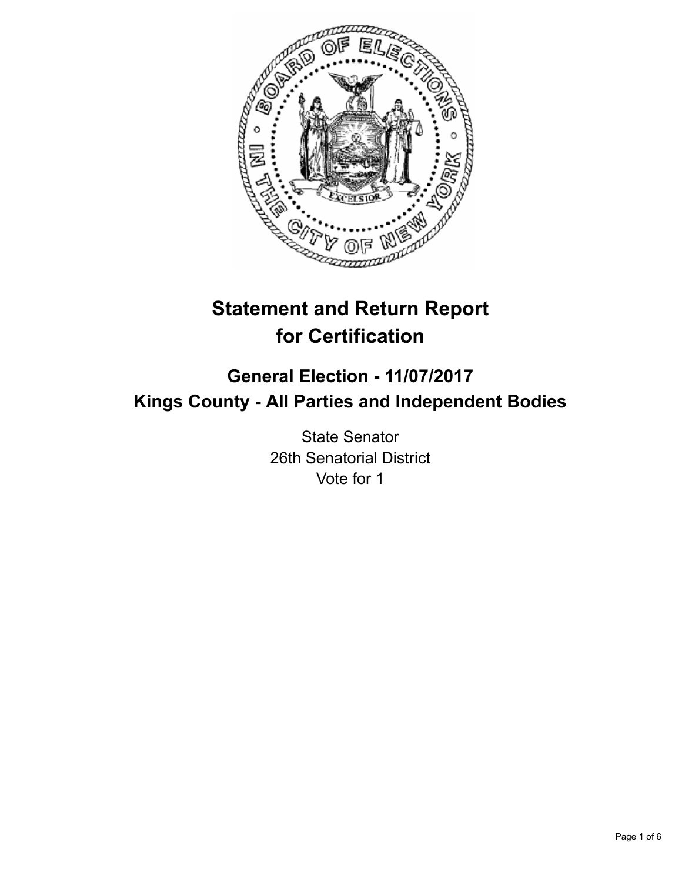# Statement and Return Report for Certification

## General Election - 11/07/2017
## Kings County - All Parties and Independent Bodies

State Senator
26th Senatorial District
Vote for 1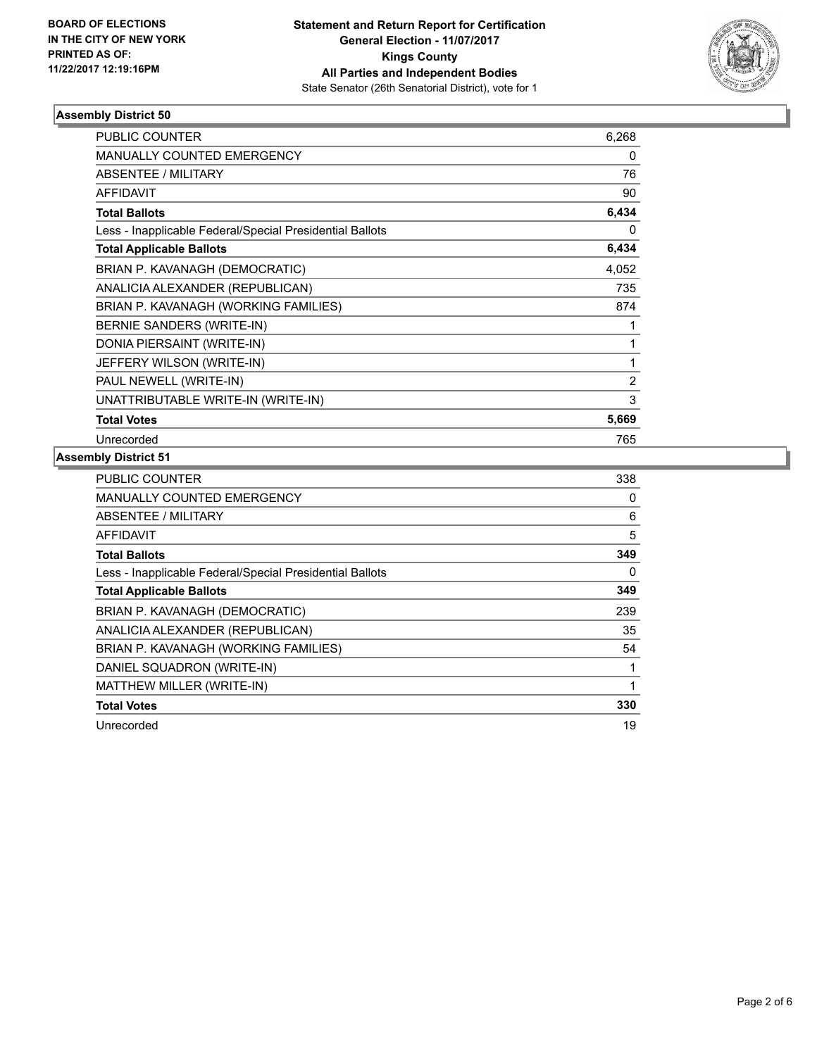**BOARD OF ELECTIONS IN THE CITY OF NEW YORK PRINTED AS OF: 11/22/2017 12:19:16PM**

**Statement and Return Report for Certification General Election - 11/07/2017 Kings County All Parties and Independent Bodies**
State Senator (26th Senatorial District), vote for 1

### Assembly District 50

| | |
|---|---|
| PUBLIC COUNTER | 6,268 |
| MANUALLY COUNTED EMERGENCY | 0 |
| ABSENTEE / MILITARY | 76 |
| AFFIDAVIT | 90 |
| **Total Ballots** | **6,434** |
| Less - Inapplicable Federal/Special Presidential Ballots | 0 |
| **Total Applicable Ballots** | **6,434** |
| BRIAN P. KAVANAGH (DEMOCRATIC) | 4,052 |
| ANALICIA ALEXANDER (REPUBLICAN) | 735 |
| BRIAN P. KAVANAGH (WORKING FAMILIES) | 874 |
| BERNIE SANDERS (WRITE-IN) | 1 |
| DONIA PIERSAINT (WRITE-IN) | 1 |
| JEFFERY WILSON (WRITE-IN) | 1 |
| PAUL NEWELL (WRITE-IN) | 2 |
| UNATTRIBUTABLE WRITE-IN (WRITE-IN) | 3 |
| **Total Votes** | **5,669** |
| Unrecorded | 765 |

### Assembly District 51

| | |
|---|---|
| PUBLIC COUNTER | 338 |
| MANUALLY COUNTED EMERGENCY | 0 |
| ABSENTEE / MILITARY | 6 |
| AFFIDAVIT | 5 |
| **Total Ballots** | **349** |
| Less - Inapplicable Federal/Special Presidential Ballots | 0 |
| **Total Applicable Ballots** | **349** |
| BRIAN P. KAVANAGH (DEMOCRATIC) | 239 |
| ANALICIA ALEXANDER (REPUBLICAN) | 35 |
| BRIAN P. KAVANAGH (WORKING FAMILIES) | 54 |
| DANIEL SQUADRON (WRITE-IN) | 1 |
| MATTHEW MILLER (WRITE-IN) | 1 |
| **Total Votes** | **330** |
| Unrecorded | 19 |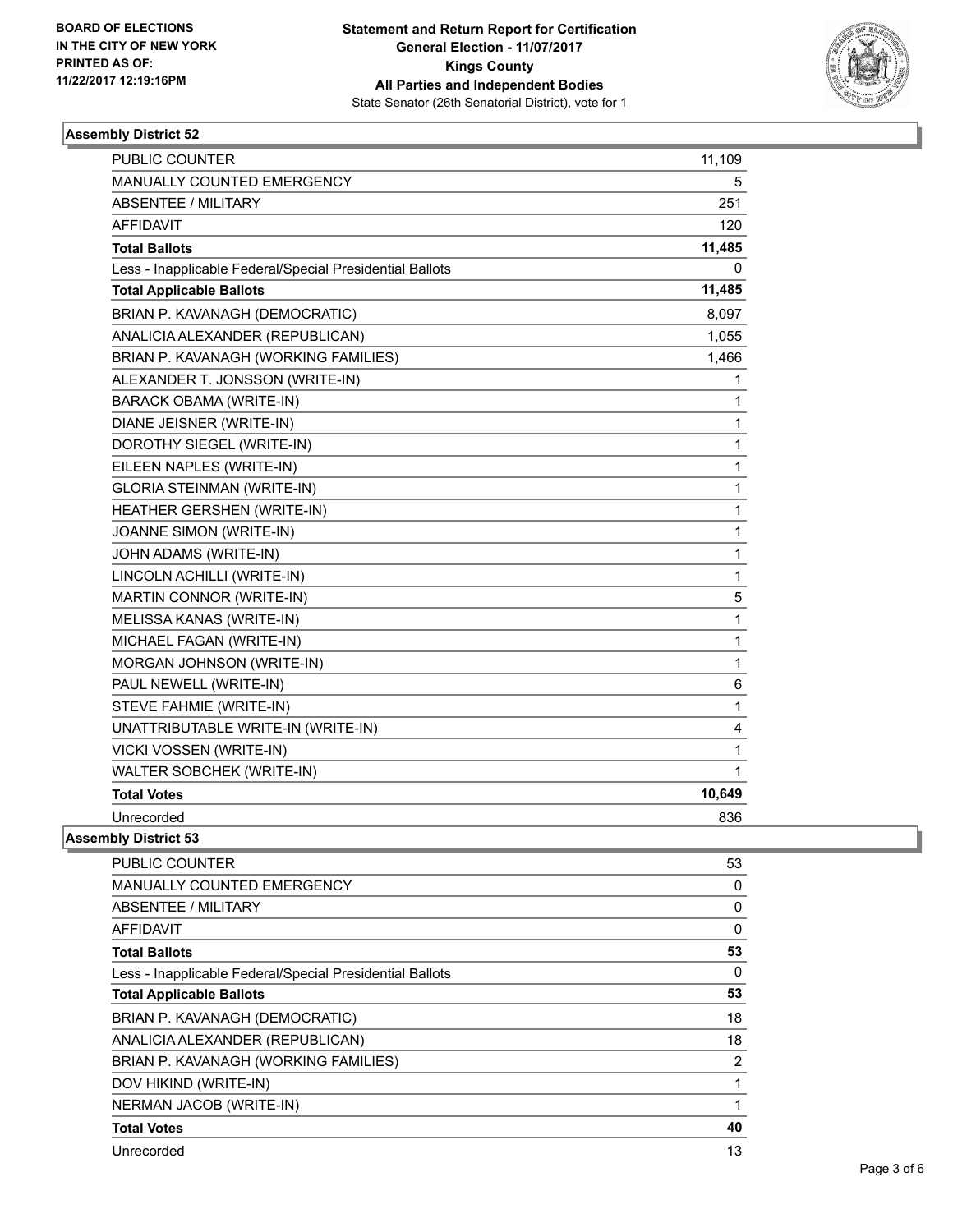BOARD OF ELECTIONS
IN THE CITY OF NEW YORK
PRINTED AS OF:
11/22/2017 12:19:16PM

**Statement and Return Report for Certification**
**General Election - 11/07/2017**
**Kings County**
**All Parties and Independent Bodies**
State Senator (26th Senatorial District), vote for 1

### Assembly District 52

| | |
|---|---|
| PUBLIC COUNTER | 11,109 |
| MANUALLY COUNTED EMERGENCY | 5 |
| ABSENTEE / MILITARY | 251 |
| AFFIDAVIT | 120 |
| **Total Ballots** | **11,485** |
| Less - Inapplicable Federal/Special Presidential Ballots | 0 |
| **Total Applicable Ballots** | **11,485** |
| BRIAN P. KAVANAGH (DEMOCRATIC) | 8,097 |
| ANALICIA ALEXANDER (REPUBLICAN) | 1,055 |
| BRIAN P. KAVANAGH (WORKING FAMILIES) | 1,466 |
| ALEXANDER T. JONSSON (WRITE-IN) | 1 |
| BARACK OBAMA (WRITE-IN) | 1 |
| DIANE JEISNER (WRITE-IN) | 1 |
| DOROTHY SIEGEL (WRITE-IN) | 1 |
| EILEEN NAPLES (WRITE-IN) | 1 |
| GLORIA STEINMAN (WRITE-IN) | 1 |
| HEATHER GERSHEN (WRITE-IN) | 1 |
| JOANNE SIMON (WRITE-IN) | 1 |
| JOHN ADAMS (WRITE-IN) | 1 |
| LINCOLN ACHILLI (WRITE-IN) | 1 |
| MARTIN CONNOR (WRITE-IN) | 5 |
| MELISSA KANAS (WRITE-IN) | 1 |
| MICHAEL FAGAN (WRITE-IN) | 1 |
| MORGAN JOHNSON (WRITE-IN) | 1 |
| PAUL NEWELL (WRITE-IN) | 6 |
| STEVE FAHMIE (WRITE-IN) | 1 |
| UNATTRIBUTABLE WRITE-IN (WRITE-IN) | 4 |
| VICKI VOSSEN (WRITE-IN) | 1 |
| WALTER SOBCHEK (WRITE-IN) | 1 |
| **Total Votes** | **10,649** |
| Unrecorded | 836 |

### Assembly District 53

| | |
|---|---|
| PUBLIC COUNTER | 53 |
| MANUALLY COUNTED EMERGENCY | 0 |
| ABSENTEE / MILITARY | 0 |
| AFFIDAVIT | 0 |
| **Total Ballots** | **53** |
| Less - Inapplicable Federal/Special Presidential Ballots | 0 |
| **Total Applicable Ballots** | **53** |
| BRIAN P. KAVANAGH (DEMOCRATIC) | 18 |
| ANALICIA ALEXANDER (REPUBLICAN) | 18 |
| BRIAN P. KAVANAGH (WORKING FAMILIES) | 2 |
| DOV HIKIND (WRITE-IN) | 1 |
| NERMAN JACOB (WRITE-IN) | 1 |
| **Total Votes** | **40** |
| Unrecorded | 13 |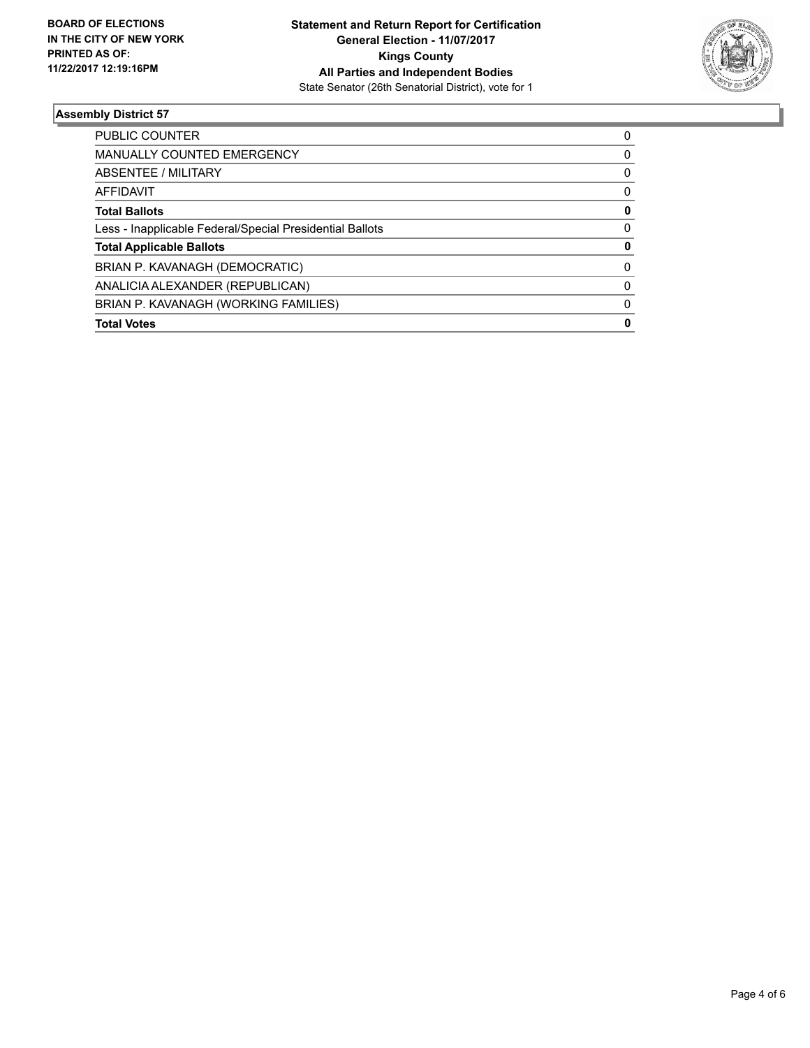**BOARD OF ELECTIONS IN THE CITY OF NEW YORK PRINTED AS OF: 11/22/2017 12:19:16PM**

**Statement and Return Report for Certification**
**General Election - 11/07/2017**
**Kings County**
**All Parties and Independent Bodies**
State Senator (26th Senatorial District), vote for 1

## Assembly District 57

| | |
|---|---|
| PUBLIC COUNTER | 0 |
| MANUALLY COUNTED EMERGENCY | 0 |
| ABSENTEE / MILITARY | 0 |
| AFFIDAVIT | 0 |
| **Total Ballots** | **0** |
| Less - Inapplicable Federal/Special Presidential Ballots | 0 |
| **Total Applicable Ballots** | **0** |
| BRIAN P. KAVANAGH (DEMOCRATIC) | 0 |
| ANALICIA ALEXANDER (REPUBLICAN) | 0 |
| BRIAN P. KAVANAGH (WORKING FAMILIES) | 0 |
| **Total Votes** | **0** |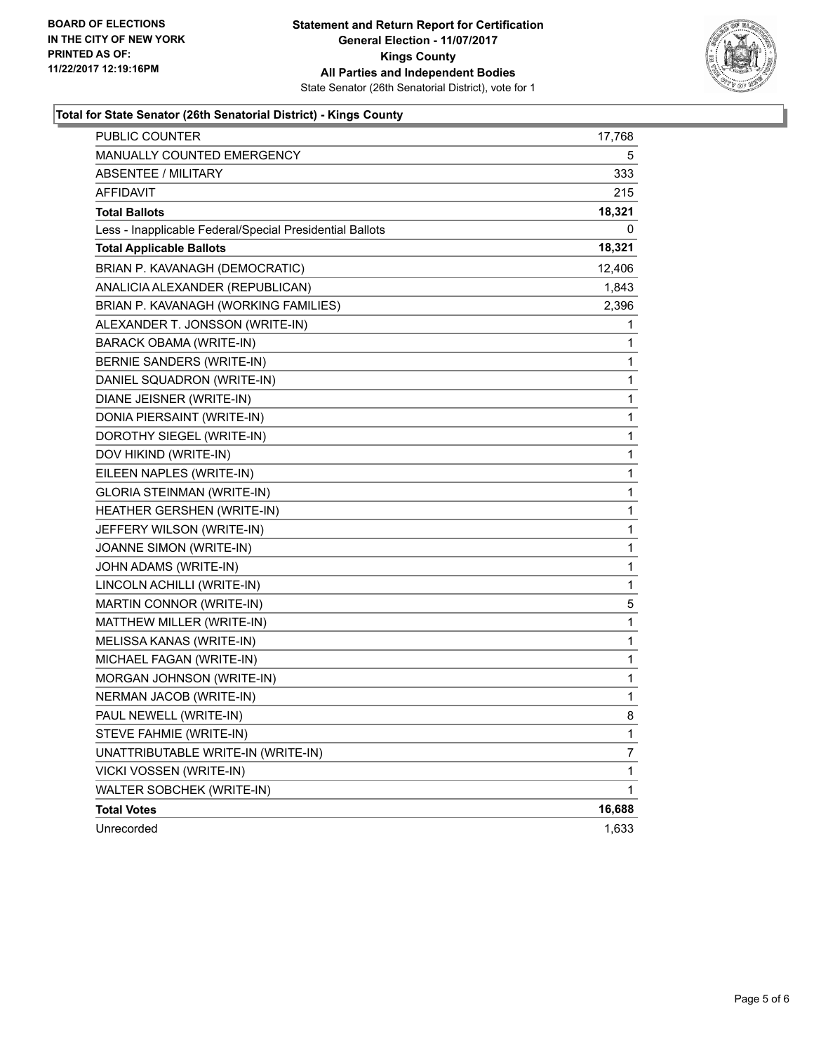**BOARD OF ELECTIONS IN THE CITY OF NEW YORK PRINTED AS OF: 11/22/2017 12:19:16PM**

**Statement and Return Report for Certification**
**General Election - 11/07/2017**
**Kings County**
**All Parties and Independent Bodies**
State Senator (26th Senatorial District), vote for 1

### Total for State Senator (26th Senatorial District) - Kings County

| | |
|---|---|
| PUBLIC COUNTER | 17,768 |
| MANUALLY COUNTED EMERGENCY | 5 |
| ABSENTEE / MILITARY | 333 |
| AFFIDAVIT | 215 |
| **Total Ballots** | **18,321** |
| Less - Inapplicable Federal/Special Presidential Ballots | 0 |
| **Total Applicable Ballots** | **18,321** |
| BRIAN P. KAVANAGH (DEMOCRATIC) | 12,406 |
| ANALICIA ALEXANDER (REPUBLICAN) | 1,843 |
| BRIAN P. KAVANAGH (WORKING FAMILIES) | 2,396 |
| ALEXANDER T. JONSSON (WRITE-IN) | 1 |
| BARACK OBAMA (WRITE-IN) | 1 |
| BERNIE SANDERS (WRITE-IN) | 1 |
| DANIEL SQUADRON (WRITE-IN) | 1 |
| DIANE JEISNER (WRITE-IN) | 1 |
| DONIA PIERSAINT (WRITE-IN) | 1 |
| DOROTHY SIEGEL (WRITE-IN) | 1 |
| DOV HIKIND (WRITE-IN) | 1 |
| EILEEN NAPLES (WRITE-IN) | 1 |
| GLORIA STEINMAN (WRITE-IN) | 1 |
| HEATHER GERSHEN (WRITE-IN) | 1 |
| JEFFERY WILSON (WRITE-IN) | 1 |
| JOANNE SIMON (WRITE-IN) | 1 |
| JOHN ADAMS (WRITE-IN) | 1 |
| LINCOLN ACHILLI (WRITE-IN) | 1 |
| MARTIN CONNOR (WRITE-IN) | 5 |
| MATTHEW MILLER (WRITE-IN) | 1 |
| MELISSA KANAS (WRITE-IN) | 1 |
| MICHAEL FAGAN (WRITE-IN) | 1 |
| MORGAN JOHNSON (WRITE-IN) | 1 |
| NERMAN JACOB (WRITE-IN) | 1 |
| PAUL NEWELL (WRITE-IN) | 8 |
| STEVE FAHMIE (WRITE-IN) | 1 |
| UNATTRIBUTABLE WRITE-IN (WRITE-IN) | 7 |
| VICKI VOSSEN (WRITE-IN) | 1 |
| WALTER SOBCHEK (WRITE-IN) | 1 |
| **Total Votes** | **16,688** |
| Unrecorded | 1,633 |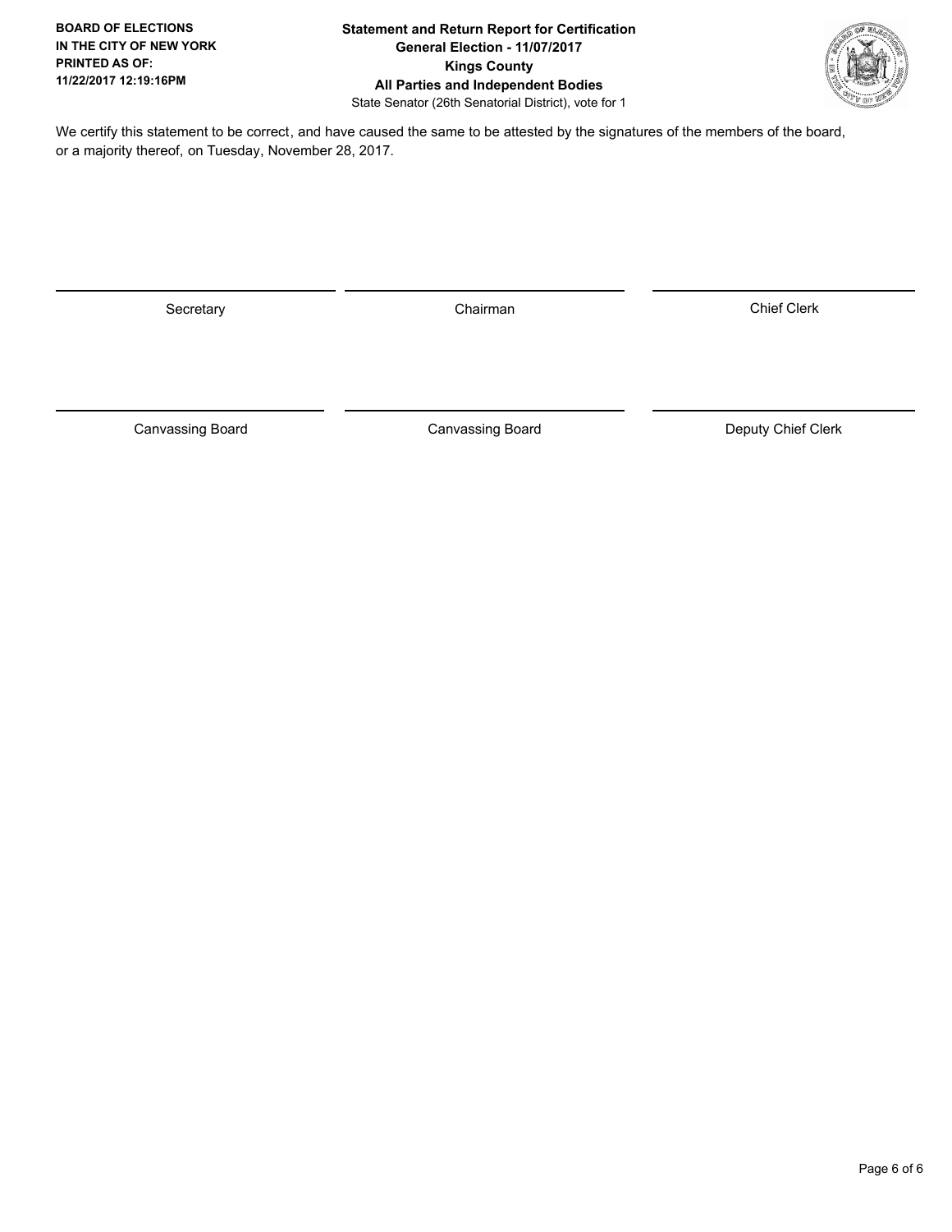We certify this statement to be correct, and have caused the same to be attested by the signatures of the members of the board, or a majority thereof, on Tuesday, November 28, 2017.

| | | |
|---|---|---|
| Secretary | Chairman | Chief Clerk |
| Canvassing Board | Canvassing Board | Deputy Chief Clerk |